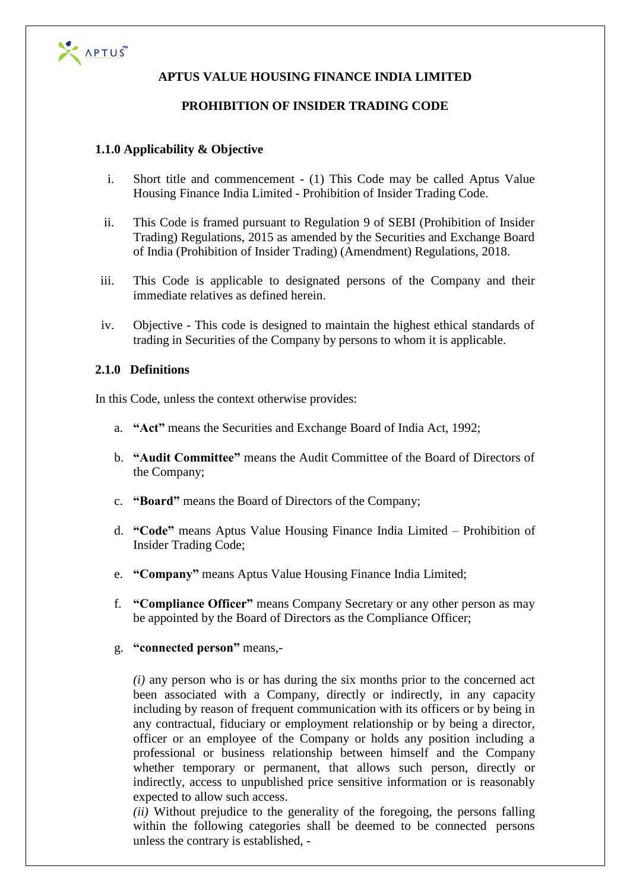# APTUS VALUE HOUSING FINANCE INDIA LIMITED

## PROHIBITION OF INSIDER TRADING CODE

### 1.1.0 Applicability & Objective

i. Short title and commencement - (1) This Code may be called Aptus Value Housing Finance India Limited - Prohibition of Insider Trading Code.

ii. This Code is framed pursuant to Regulation 9 of SEBI (Prohibition of Insider Trading) Regulations, 2015 as amended by the Securities and Exchange Board of India (Prohibition of Insider Trading) (Amendment) Regulations, 2018.

iii. This Code is applicable to designated persons of the Company and their immediate relatives as defined herein.

iv. Objective - This code is designed to maintain the highest ethical standards of trading in Securities of the Company by persons to whom it is applicable.

### 2.1.0 Definitions

In this Code, unless the context otherwise provides:

a. **"Act"** means the Securities and Exchange Board of India Act, 1992;

b. **"Audit Committee"** means the Audit Committee of the Board of Directors of the Company;

c. **"Board"** means the Board of Directors of the Company;

d. **"Code"** means Aptus Value Housing Finance India Limited – Prohibition of Insider Trading Code;

e. **"Company"** means Aptus Value Housing Finance India Limited;

f. **"Compliance Officer"** means Company Secretary or any other person as may be appointed by the Board of Directors as the Compliance Officer;

g. **"connected person"** means,-

*(i)* any person who is or has during the six months prior to the concerned act been associated with a Company, directly or indirectly, in any capacity including by reason of frequent communication with its officers or by being in any contractual, fiduciary or employment relationship or by being a director, officer or an employee of the Company or holds any position including a professional or business relationship between himself and the Company whether temporary or permanent, that allows such person, directly or indirectly, access to unpublished price sensitive information or is reasonably expected to allow such access.

*(ii)* Without prejudice to the generality of the foregoing, the persons falling within the following categories shall be deemed to be connected persons unless the contrary is established, -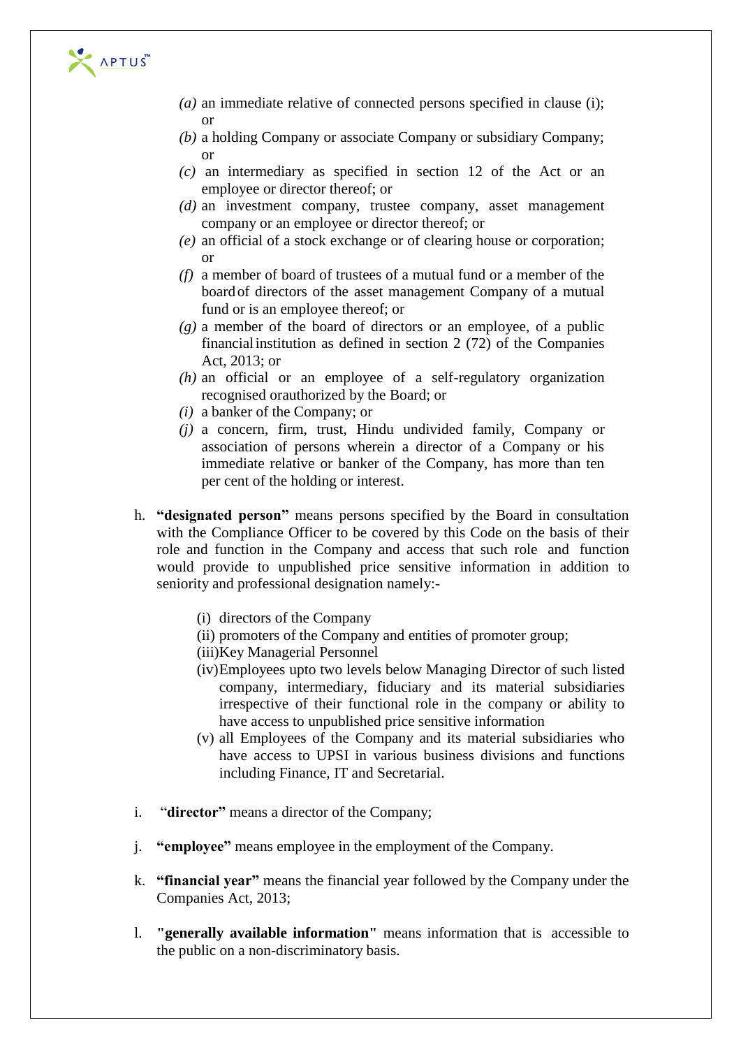- *(a)* an immediate relative of connected persons specified in clause (i); or
- *(b)* a holding Company or associate Company or subsidiary Company; or
- *(c)* an intermediary as specified in section 12 of the Act or an employee or director thereof; or
- *(d)* an investment company, trustee company, asset management company or an employee or director thereof; or
- *(e)* an official of a stock exchange or of clearing house or corporation; or
- *(f)* a member of board of trustees of a mutual fund or a member of the board of directors of the asset management Company of a mutual fund or is an employee thereof; or
- *(g)* a member of the board of directors or an employee, of a public financial institution as defined in section 2 (72) of the Companies Act, 2013; or
- *(h)* an official or an employee of a self-regulatory organization recognised orauthorized by the Board; or
- *(i)* a banker of the Company; or
- *(j)* a concern, firm, trust, Hindu undivided family, Company or association of persons wherein a director of a Company or his immediate relative or banker of the Company, has more than ten per cent of the holding or interest.

h. **"designated person"** means persons specified by the Board in consultation with the Compliance Officer to be covered by this Code on the basis of their role and function in the Company and access that such role and function would provide to unpublished price sensitive information in addition to seniority and professional designation namely:-

   (i) directors of the Company
   (ii) promoters of the Company and entities of promoter group;
   (iii) Key Managerial Personnel
   (iv) Employees upto two levels below Managing Director of such listed company, intermediary, fiduciary and its material subsidiaries irrespective of their functional role in the company or ability to have access to unpublished price sensitive information
   (v) all Employees of the Company and its material subsidiaries who have access to UPSI in various business divisions and functions including Finance, IT and Secretarial.

i. **"director"** means a director of the Company;

j. **"employee"** means employee in the employment of the Company.

k. **"financial year"** means the financial year followed by the Company under the Companies Act, 2013;

l. **"generally available information"** means information that is accessible to the public on a non-discriminatory basis.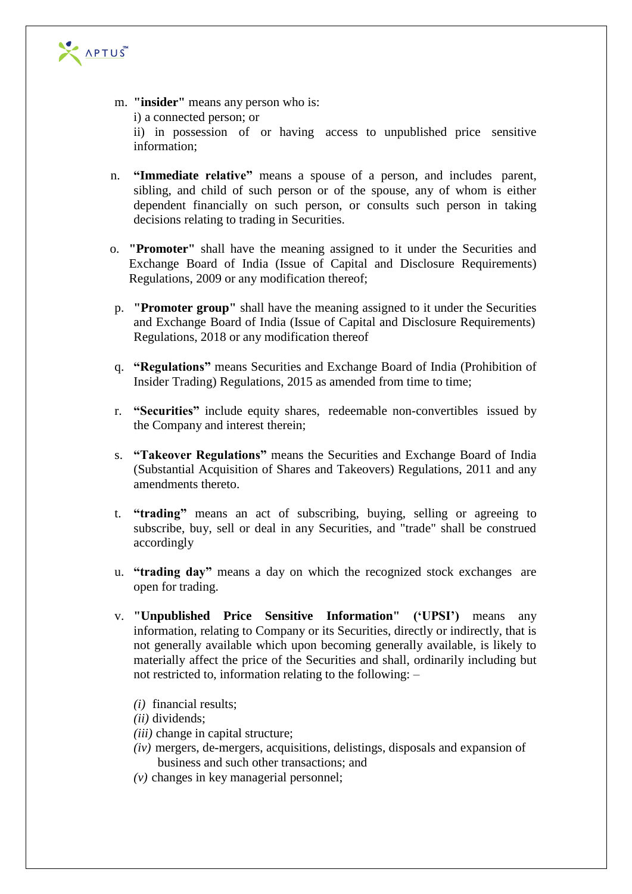m. **"insider"** means any person who is:
   i) a connected person; or
   ii) in possession of or having access to unpublished price sensitive information;

n. **"Immediate relative"** means a spouse of a person, and includes parent, sibling, and child of such person or of the spouse, any of whom is either dependent financially on such person, or consults such person in taking decisions relating to trading in Securities.

o. **"Promoter"** shall have the meaning assigned to it under the Securities and Exchange Board of India (Issue of Capital and Disclosure Requirements) Regulations, 2009 or any modification thereof;

p. **"Promoter group"** shall have the meaning assigned to it under the Securities and Exchange Board of India (Issue of Capital and Disclosure Requirements) Regulations, 2018 or any modification thereof

q. **"Regulations"** means Securities and Exchange Board of India (Prohibition of Insider Trading) Regulations, 2015 as amended from time to time;

r. **"Securities"** include equity shares, redeemable non-convertibles issued by the Company and interest therein;

s. **"Takeover Regulations"** means the Securities and Exchange Board of India (Substantial Acquisition of Shares and Takeovers) Regulations, 2011 and any amendments thereto.

t. **"trading"** means an act of subscribing, buying, selling or agreeing to subscribe, buy, sell or deal in any Securities, and "trade" shall be construed accordingly

u. **"trading day"** means a day on which the recognized stock exchanges are open for trading.

v. **"Unpublished Price Sensitive Information" ('UPSI')** means any information, relating to Company or its Securities, directly or indirectly, that is not generally available which upon becoming generally available, is likely to materially affect the price of the Securities and shall, ordinarily including but not restricted to, information relating to the following: –

   *(i)* financial results;
   *(ii)* dividends;
   *(iii)* change in capital structure;
   *(iv)* mergers, de-mergers, acquisitions, delistings, disposals and expansion of business and such other transactions; and
   *(v)* changes in key managerial personnel;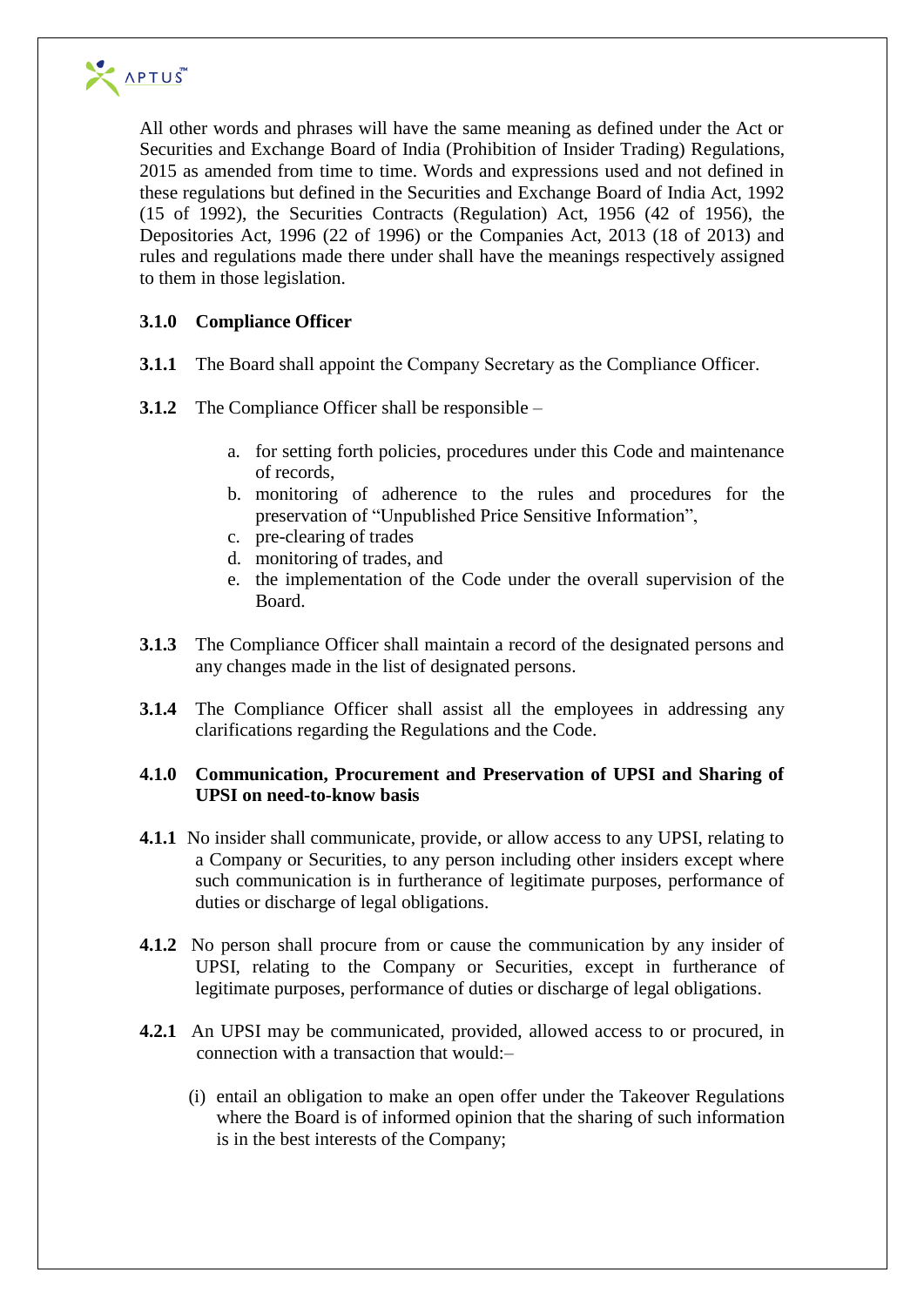All other words and phrases will have the same meaning as defined under the Act or Securities and Exchange Board of India (Prohibition of Insider Trading) Regulations, 2015 as amended from time to time. Words and expressions used and not defined in these regulations but defined in the Securities and Exchange Board of India Act, 1992 (15 of 1992), the Securities Contracts (Regulation) Act, 1956 (42 of 1956), the Depositories Act, 1996 (22 of 1996) or the Companies Act, 2013 (18 of 2013) and rules and regulations made there under shall have the meanings respectively assigned to them in those legislation.

**3.1.0 Compliance Officer**

**3.1.1** The Board shall appoint the Company Secretary as the Compliance Officer.

**3.1.2** The Compliance Officer shall be responsible –

a. for setting forth policies, procedures under this Code and maintenance of records,
b. monitoring of adherence to the rules and procedures for the preservation of "Unpublished Price Sensitive Information",
c. pre-clearing of trades
d. monitoring of trades, and
e. the implementation of the Code under the overall supervision of the Board.

**3.1.3** The Compliance Officer shall maintain a record of the designated persons and any changes made in the list of designated persons.

**3.1.4** The Compliance Officer shall assist all the employees in addressing any clarifications regarding the Regulations and the Code.

**4.1.0 Communication, Procurement and Preservation of UPSI and Sharing of UPSI on need-to-know basis**

**4.1.1** No insider shall communicate, provide, or allow access to any UPSI, relating to a Company or Securities, to any person including other insiders except where such communication is in furtherance of legitimate purposes, performance of duties or discharge of legal obligations.

**4.1.2** No person shall procure from or cause the communication by any insider of UPSI, relating to the Company or Securities, except in furtherance of legitimate purposes, performance of duties or discharge of legal obligations.

**4.2.1** An UPSI may be communicated, provided, allowed access to or procured, in connection with a transaction that would:–

(i) entail an obligation to make an open offer under the Takeover Regulations where the Board is of informed opinion that the sharing of such information is in the best interests of the Company;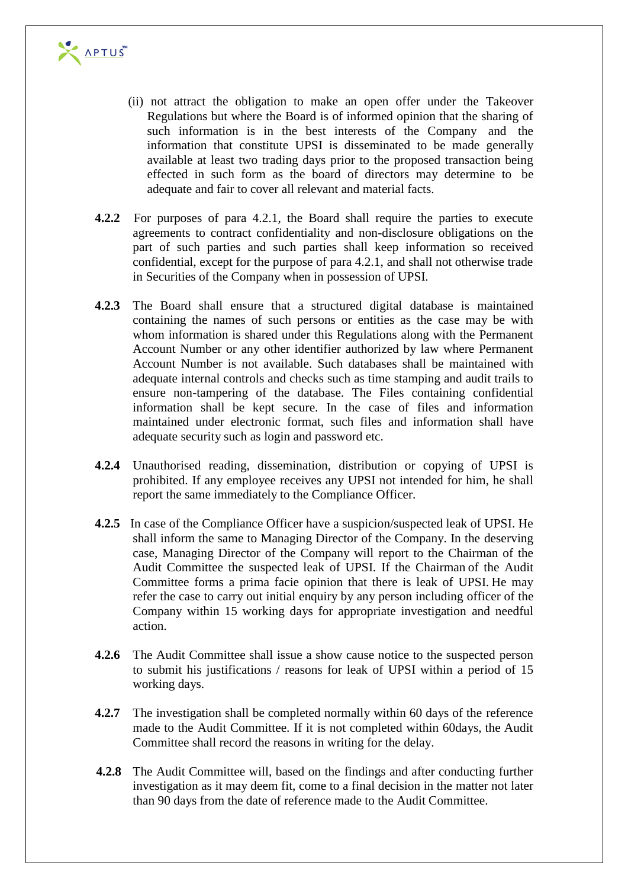(ii) not attract the obligation to make an open offer under the Takeover Regulations but where the Board is of informed opinion that the sharing of such information is in the best interests of the Company and the information that constitute UPSI is disseminated to be made generally available at least two trading days prior to the proposed transaction being effected in such form as the board of directors may determine to be adequate and fair to cover all relevant and material facts.

**4.2.2** For purposes of para 4.2.1, the Board shall require the parties to execute agreements to contract confidentiality and non-disclosure obligations on the part of such parties and such parties shall keep information so received confidential, except for the purpose of para 4.2.1, and shall not otherwise trade in Securities of the Company when in possession of UPSI.

**4.2.3** The Board shall ensure that a structured digital database is maintained containing the names of such persons or entities as the case may be with whom information is shared under this Regulations along with the Permanent Account Number or any other identifier authorized by law where Permanent Account Number is not available. Such databases shall be maintained with adequate internal controls and checks such as time stamping and audit trails to ensure non-tampering of the database. The Files containing confidential information shall be kept secure. In the case of files and information maintained under electronic format, such files and information shall have adequate security such as login and password etc.

**4.2.4** Unauthorised reading, dissemination, distribution or copying of UPSI is prohibited. If any employee receives any UPSI not intended for him, he shall report the same immediately to the Compliance Officer.

**4.2.5** In case of the Compliance Officer have a suspicion/suspected leak of UPSI. He shall inform the same to Managing Director of the Company. In the deserving case, Managing Director of the Company will report to the Chairman of the Audit Committee the suspected leak of UPSI. If the Chairman of the Audit Committee forms a prima facie opinion that there is leak of UPSI. He may refer the case to carry out initial enquiry by any person including officer of the Company within 15 working days for appropriate investigation and needful action.

**4.2.6** The Audit Committee shall issue a show cause notice to the suspected person to submit his justifications / reasons for leak of UPSI within a period of 15 working days.

**4.2.7** The investigation shall be completed normally within 60 days of the reference made to the Audit Committee. If it is not completed within 60days, the Audit Committee shall record the reasons in writing for the delay.

**4.2.8** The Audit Committee will, based on the findings and after conducting further investigation as it may deem fit, come to a final decision in the matter not later than 90 days from the date of reference made to the Audit Committee.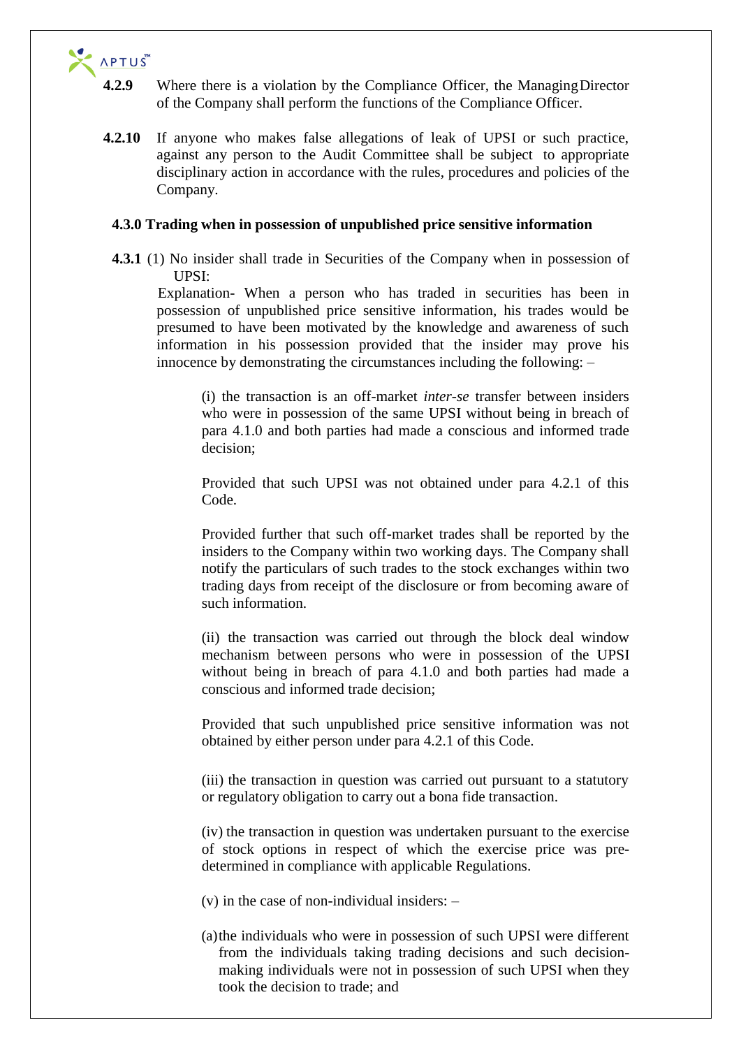**4.2.9** Where there is a violation by the Compliance Officer, the Managing Director of the Company shall perform the functions of the Compliance Officer.

**4.2.10** If anyone who makes false allegations of leak of UPSI or such practice, against any person to the Audit Committee shall be subject to appropriate disciplinary action in accordance with the rules, procedures and policies of the Company.

**4.3.0 Trading when in possession of unpublished price sensitive information**

**4.3.1** (1) No insider shall trade in Securities of the Company when in possession of UPSI:

Explanation- When a person who has traded in securities has been in possession of unpublished price sensitive information, his trades would be presumed to have been motivated by the knowledge and awareness of such information in his possession provided that the insider may prove his innocence by demonstrating the circumstances including the following: –

(i) the transaction is an off-market *inter-se* transfer between insiders who were in possession of the same UPSI without being in breach of para 4.1.0 and both parties had made a conscious and informed trade decision;

Provided that such UPSI was not obtained under para 4.2.1 of this Code.

Provided further that such off-market trades shall be reported by the insiders to the Company within two working days. The Company shall notify the particulars of such trades to the stock exchanges within two trading days from receipt of the disclosure or from becoming aware of such information.

(ii) the transaction was carried out through the block deal window mechanism between persons who were in possession of the UPSI without being in breach of para 4.1.0 and both parties had made a conscious and informed trade decision;

Provided that such unpublished price sensitive information was not obtained by either person under para 4.2.1 of this Code.

(iii) the transaction in question was carried out pursuant to a statutory or regulatory obligation to carry out a bona fide transaction.

(iv) the transaction in question was undertaken pursuant to the exercise of stock options in respect of which the exercise price was pre-determined in compliance with applicable Regulations.

(v) in the case of non-individual insiders: –

(a) the individuals who were in possession of such UPSI were different from the individuals taking trading decisions and such decision-making individuals were not in possession of such UPSI when they took the decision to trade; and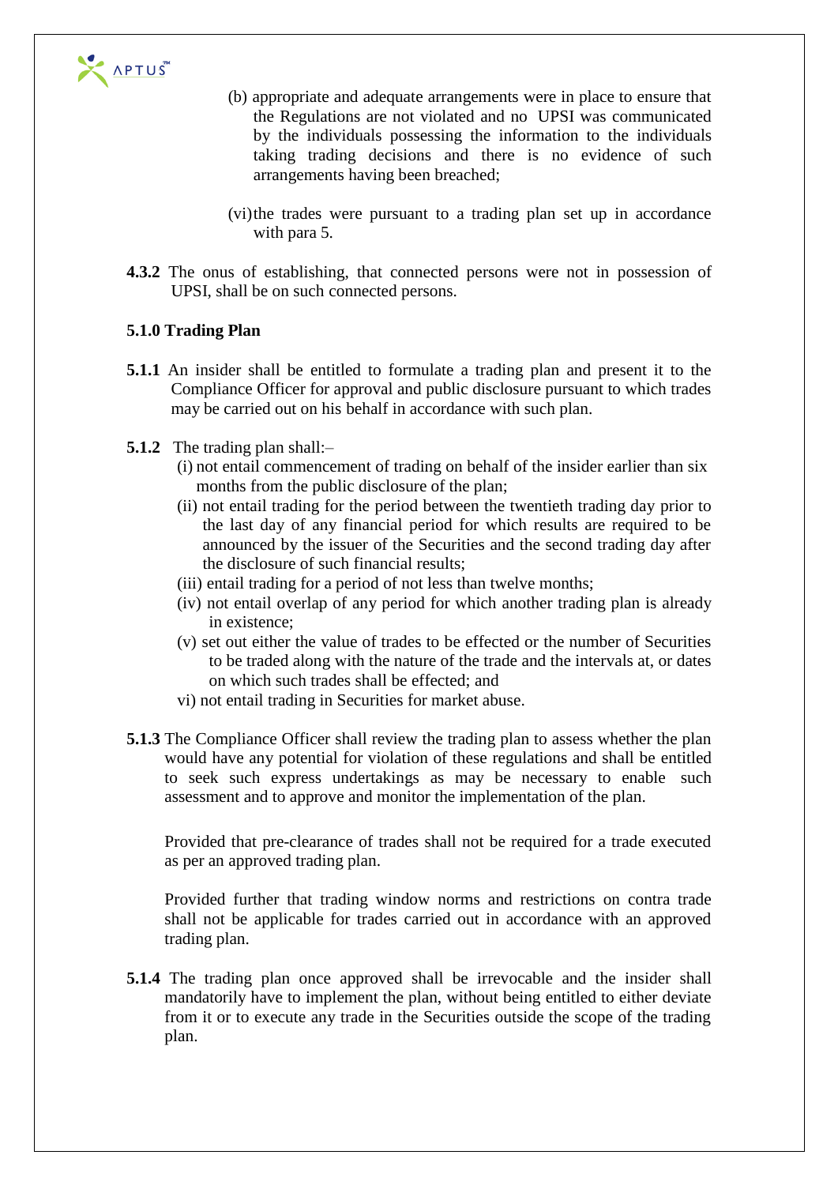(b) appropriate and adequate arrangements were in place to ensure that the Regulations are not violated and no UPSI was communicated by the individuals possessing the information to the individuals taking trading decisions and there is no evidence of such arrangements having been breached;

(vi) the trades were pursuant to a trading plan set up in accordance with para 5.

**4.3.2** The onus of establishing, that connected persons were not in possession of UPSI, shall be on such connected persons.

**5.1.0 Trading Plan**

**5.1.1** An insider shall be entitled to formulate a trading plan and present it to the Compliance Officer for approval and public disclosure pursuant to which trades may be carried out on his behalf in accordance with such plan.

**5.1.2** The trading plan shall:–

(i) not entail commencement of trading on behalf of the insider earlier than six months from the public disclosure of the plan;

(ii) not entail trading for the period between the twentieth trading day prior to the last day of any financial period for which results are required to be announced by the issuer of the Securities and the second trading day after the disclosure of such financial results;

(iii) entail trading for a period of not less than twelve months;

(iv) not entail overlap of any period for which another trading plan is already in existence;

(v) set out either the value of trades to be effected or the number of Securities to be traded along with the nature of the trade and the intervals at, or dates on which such trades shall be effected; and

vi) not entail trading in Securities for market abuse.

**5.1.3** The Compliance Officer shall review the trading plan to assess whether the plan would have any potential for violation of these regulations and shall be entitled to seek such express undertakings as may be necessary to enable such assessment and to approve and monitor the implementation of the plan.

Provided that pre-clearance of trades shall not be required for a trade executed as per an approved trading plan.

Provided further that trading window norms and restrictions on contra trade shall not be applicable for trades carried out in accordance with an approved trading plan.

**5.1.4** The trading plan once approved shall be irrevocable and the insider shall mandatorily have to implement the plan, without being entitled to either deviate from it or to execute any trade in the Securities outside the scope of the trading plan.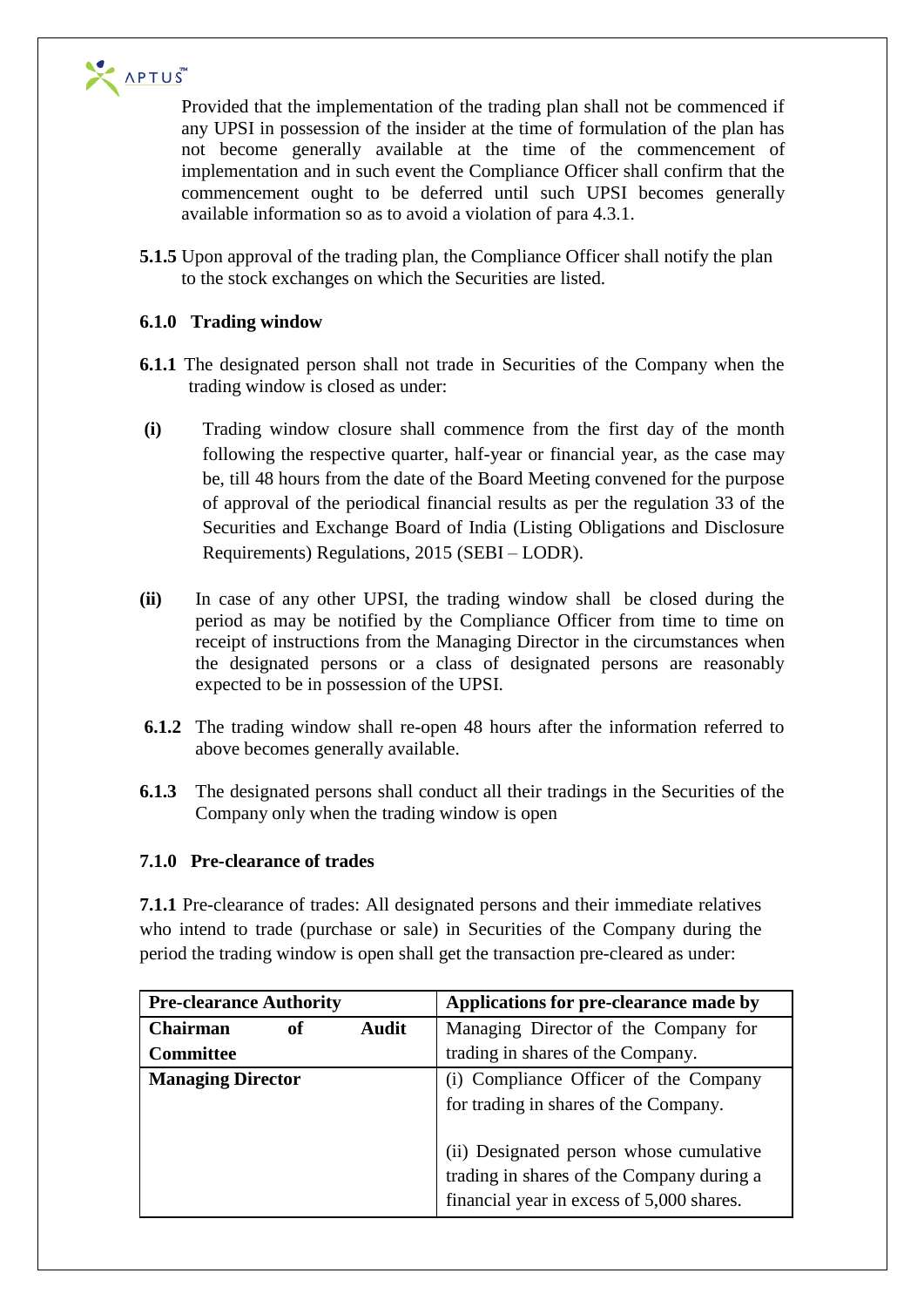Provided that the implementation of the trading plan shall not be commenced if any UPSI in possession of the insider at the time of formulation of the plan has not become generally available at the time of the commencement of implementation and in such event the Compliance Officer shall confirm that the commencement ought to be deferred until such UPSI becomes generally available information so as to avoid a violation of para 4.3.1.

**5.1.5** Upon approval of the trading plan, the Compliance Officer shall notify the plan to the stock exchanges on which the Securities are listed.

**6.1.0 Trading window**

**6.1.1** The designated person shall not trade in Securities of the Company when the trading window is closed as under:

**(i)** Trading window closure shall commence from the first day of the month following the respective quarter, half-year or financial year, as the case may be, till 48 hours from the date of the Board Meeting convened for the purpose of approval of the periodical financial results as per the regulation 33 of the Securities and Exchange Board of India (Listing Obligations and Disclosure Requirements) Regulations, 2015 (SEBI – LODR).

**(ii)** In case of any other UPSI, the trading window shall be closed during the period as may be notified by the Compliance Officer from time to time on receipt of instructions from the Managing Director in the circumstances when the designated persons or a class of designated persons are reasonably expected to be in possession of the UPSI.

**6.1.2** The trading window shall re-open 48 hours after the information referred to above becomes generally available.

**6.1.3** The designated persons shall conduct all their tradings in the Securities of the Company only when the trading window is open

**7.1.0 Pre-clearance of trades**

**7.1.1** Pre-clearance of trades: All designated persons and their immediate relatives who intend to trade (purchase or sale) in Securities of the Company during the period the trading window is open shall get the transaction pre-cleared as under:

| Pre-clearance Authority | Applications for pre-clearance made by |
|---|---|
| **Chairman of Audit Committee** | Managing Director of the Company for trading in shares of the Company. |
| **Managing Director** | (i) Compliance Officer of the Company for trading in shares of the Company.<br><br>(ii) Designated person whose cumulative trading in shares of the Company during a financial year in excess of 5,000 shares. |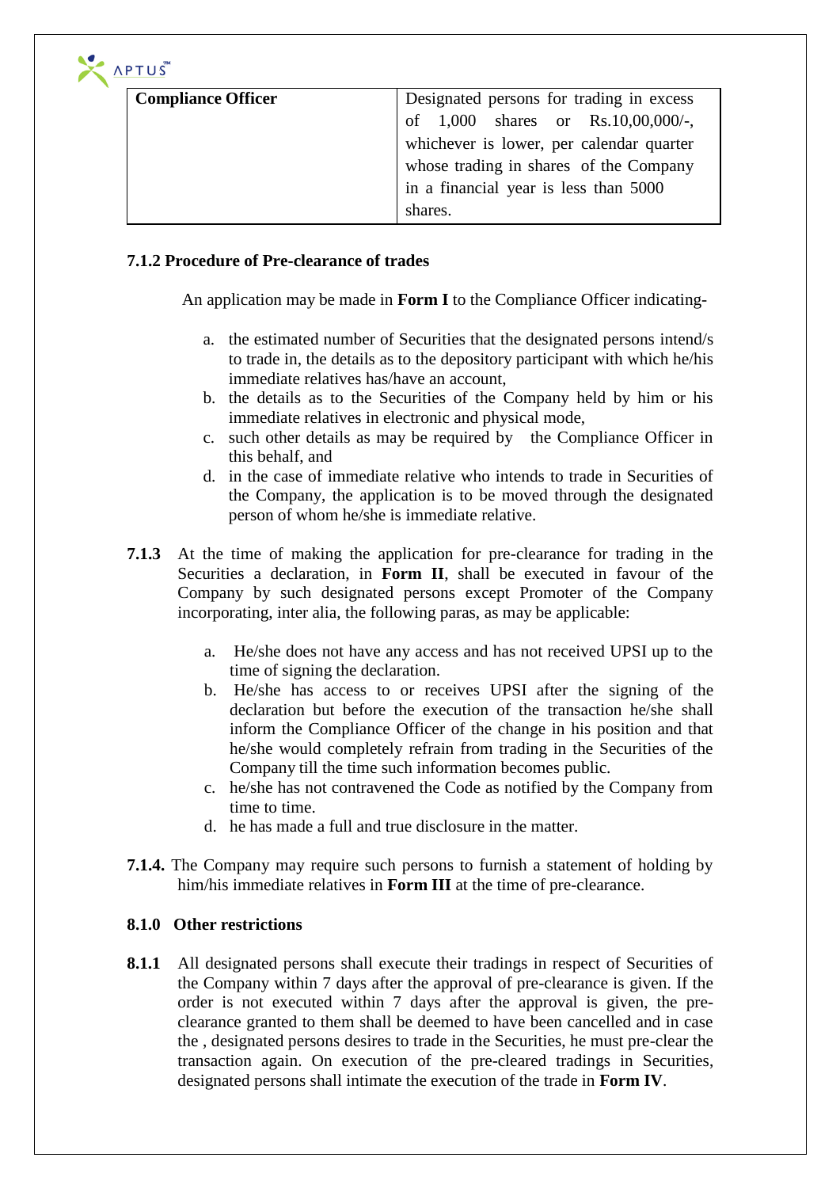| **Compliance Officer** | Designated persons for trading in excess of 1,000 shares or Rs.10,00,000/-, whichever is lower, per calendar quarter whose trading in shares of the Company in a financial year is less than 5000 shares. |
|---|---|

**7.1.2 Procedure of Pre-clearance of trades**

An application may be made in **Form I** to the Compliance Officer indicating-

a. the estimated number of Securities that the designated persons intend/s to trade in, the details as to the depository participant with which he/his immediate relatives has/have an account,
b. the details as to the Securities of the Company held by him or his immediate relatives in electronic and physical mode,
c. such other details as may be required by the Compliance Officer in this behalf, and
d. in the case of immediate relative who intends to trade in Securities of the Company, the application is to be moved through the designated person of whom he/she is immediate relative.

**7.1.3** At the time of making the application for pre-clearance for trading in the Securities a declaration, in **Form II**, shall be executed in favour of the Company by such designated persons except Promoter of the Company incorporating, inter alia, the following paras, as may be applicable:

a. He/she does not have any access and has not received UPSI up to the time of signing the declaration.
b. He/she has access to or receives UPSI after the signing of the declaration but before the execution of the transaction he/she shall inform the Compliance Officer of the change in his position and that he/she would completely refrain from trading in the Securities of the Company till the time such information becomes public.
c. he/she has not contravened the Code as notified by the Company from time to time.
d. he has made a full and true disclosure in the matter.

**7.1.4.** The Company may require such persons to furnish a statement of holding by him/his immediate relatives in **Form III** at the time of pre-clearance.

**8.1.0 Other restrictions**

**8.1.1** All designated persons shall execute their tradings in respect of Securities of the Company within 7 days after the approval of pre-clearance is given. If the order is not executed within 7 days after the approval is given, the pre-clearance granted to them shall be deemed to have been cancelled and in case the , designated persons desires to trade in the Securities, he must pre-clear the transaction again. On execution of the pre-cleared tradings in Securities, designated persons shall intimate the execution of the trade in **Form IV**.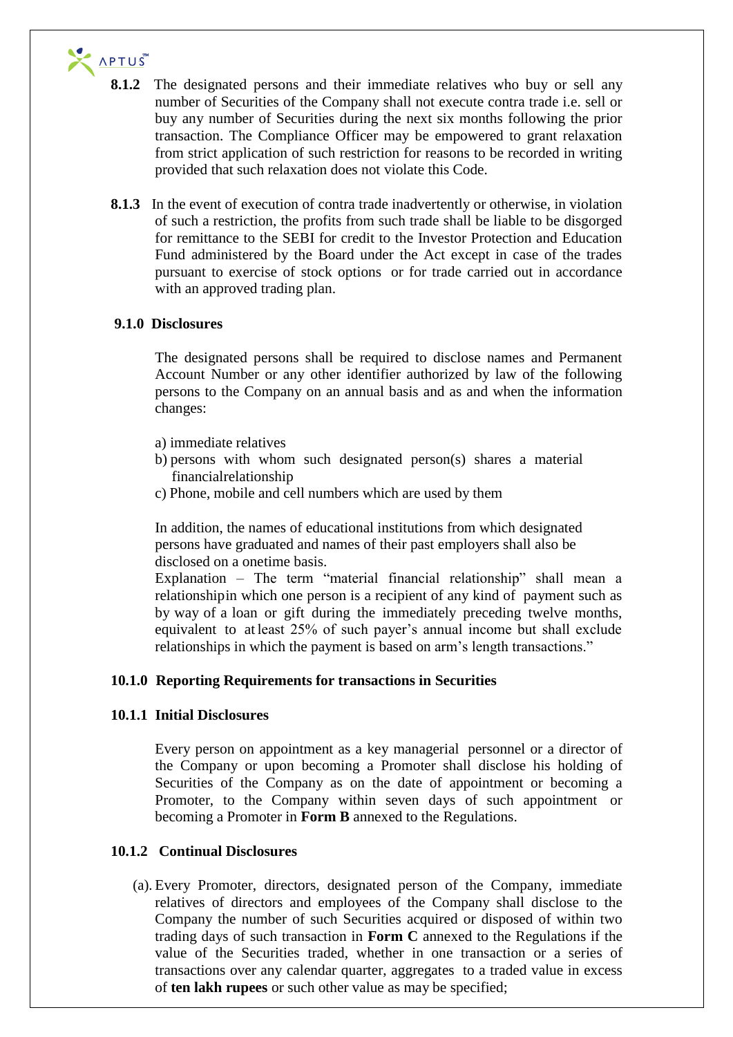**8.1.2** The designated persons and their immediate relatives who buy or sell any number of Securities of the Company shall not execute contra trade i.e. sell or buy any number of Securities during the next six months following the prior transaction. The Compliance Officer may be empowered to grant relaxation from strict application of such restriction for reasons to be recorded in writing provided that such relaxation does not violate this Code.

**8.1.3** In the event of execution of contra trade inadvertently or otherwise, in violation of such a restriction, the profits from such trade shall be liable to be disgorged for remittance to the SEBI for credit to the Investor Protection and Education Fund administered by the Board under the Act except in case of the trades pursuant to exercise of stock options or for trade carried out in accordance with an approved trading plan.

**9.1.0 Disclosures**

The designated persons shall be required to disclose names and Permanent Account Number or any other identifier authorized by law of the following persons to the Company on an annual basis and as and when the information changes:

a) immediate relatives
b) persons with whom such designated person(s) shares a material financialrelationship
c) Phone, mobile and cell numbers which are used by them

In addition, the names of educational institutions from which designated persons have graduated and names of their past employers shall also be disclosed on a onetime basis.

Explanation – The term "material financial relationship" shall mean a relationshipin which one person is a recipient of any kind of payment such as by way of a loan or gift during the immediately preceding twelve months, equivalent to at least 25% of such payer's annual income but shall exclude relationships in which the payment is based on arm's length transactions."

**10.1.0 Reporting Requirements for transactions in Securities**

**10.1.1 Initial Disclosures**

Every person on appointment as a key managerial personnel or a director of the Company or upon becoming a Promoter shall disclose his holding of Securities of the Company as on the date of appointment or becoming a Promoter, to the Company within seven days of such appointment or becoming a Promoter in **Form B** annexed to the Regulations.

**10.1.2 Continual Disclosures**

(a). Every Promoter, directors, designated person of the Company, immediate relatives of directors and employees of the Company shall disclose to the Company the number of such Securities acquired or disposed of within two trading days of such transaction in **Form C** annexed to the Regulations if the value of the Securities traded, whether in one transaction or a series of transactions over any calendar quarter, aggregates to a traded value in excess of **ten lakh rupees** or such other value as may be specified;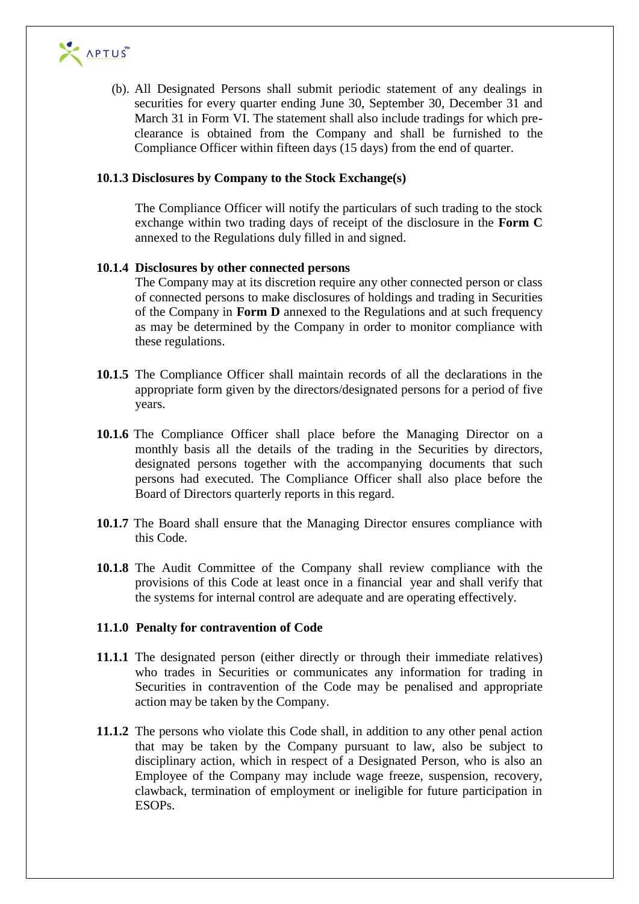(b). All Designated Persons shall submit periodic statement of any dealings in securities for every quarter ending June 30, September 30, December 31 and March 31 in Form VI. The statement shall also include tradings for which pre-clearance is obtained from the Company and shall be furnished to the Compliance Officer within fifteen days (15 days) from the end of quarter.

**10.1.3 Disclosures by Company to the Stock Exchange(s)**

The Compliance Officer will notify the particulars of such trading to the stock exchange within two trading days of receipt of the disclosure in the **Form C** annexed to the Regulations duly filled in and signed.

**10.1.4 Disclosures by other connected persons**

The Company may at its discretion require any other connected person or class of connected persons to make disclosures of holdings and trading in Securities of the Company in **Form D** annexed to the Regulations and at such frequency as may be determined by the Company in order to monitor compliance with these regulations.

**10.1.5** The Compliance Officer shall maintain records of all the declarations in the appropriate form given by the directors/designated persons for a period of five years.

**10.1.6** The Compliance Officer shall place before the Managing Director on a monthly basis all the details of the trading in the Securities by directors, designated persons together with the accompanying documents that such persons had executed. The Compliance Officer shall also place before the Board of Directors quarterly reports in this regard.

**10.1.7** The Board shall ensure that the Managing Director ensures compliance with this Code.

**10.1.8** The Audit Committee of the Company shall review compliance with the provisions of this Code at least once in a financial year and shall verify that the systems for internal control are adequate and are operating effectively.

**11.1.0 Penalty for contravention of Code**

**11.1.1** The designated person (either directly or through their immediate relatives) who trades in Securities or communicates any information for trading in Securities in contravention of the Code may be penalised and appropriate action may be taken by the Company.

**11.1.2** The persons who violate this Code shall, in addition to any other penal action that may be taken by the Company pursuant to law, also be subject to disciplinary action, which in respect of a Designated Person, who is also an Employee of the Company may include wage freeze, suspension, recovery, clawback, termination of employment or ineligible for future participation in ESOPs.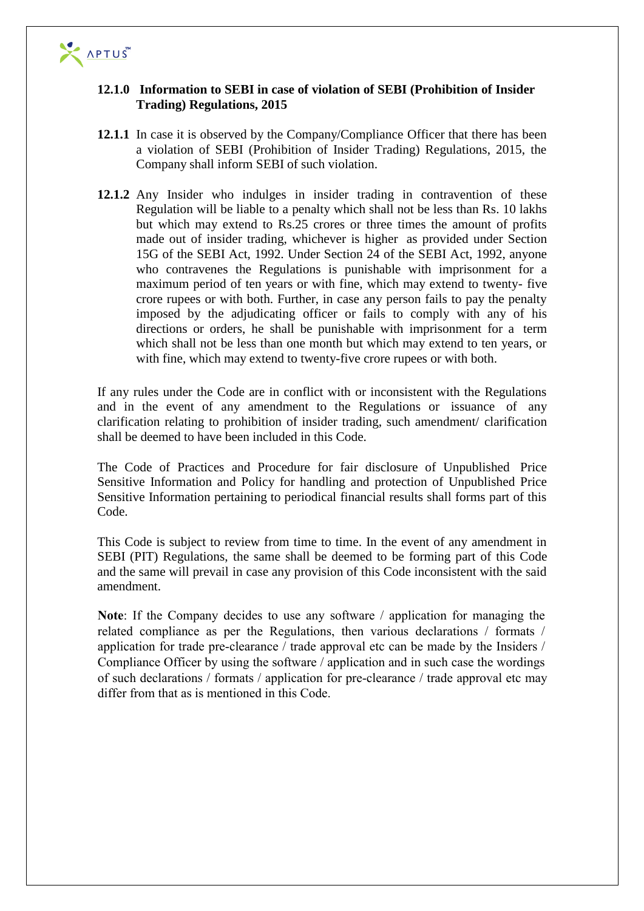### 12.1.0 Information to SEBI in case of violation of SEBI (Prohibition of Insider Trading) Regulations, 2015

**12.1.1** In case it is observed by the Company/Compliance Officer that there has been a violation of SEBI (Prohibition of Insider Trading) Regulations, 2015, the Company shall inform SEBI of such violation.

**12.1.2** Any Insider who indulges in insider trading in contravention of these Regulation will be liable to a penalty which shall not be less than Rs. 10 lakhs but which may extend to Rs.25 crores or three times the amount of profits made out of insider trading, whichever is higher as provided under Section 15G of the SEBI Act, 1992. Under Section 24 of the SEBI Act, 1992, anyone who contravenes the Regulations is punishable with imprisonment for a maximum period of ten years or with fine, which may extend to twenty- five crore rupees or with both. Further, in case any person fails to pay the penalty imposed by the adjudicating officer or fails to comply with any of his directions or orders, he shall be punishable with imprisonment for a term which shall not be less than one month but which may extend to ten years, or with fine, which may extend to twenty-five crore rupees or with both.

If any rules under the Code are in conflict with or inconsistent with the Regulations and in the event of any amendment to the Regulations or issuance of any clarification relating to prohibition of insider trading, such amendment/ clarification shall be deemed to have been included in this Code.

The Code of Practices and Procedure for fair disclosure of Unpublished Price Sensitive Information and Policy for handling and protection of Unpublished Price Sensitive Information pertaining to periodical financial results shall forms part of this Code.

This Code is subject to review from time to time. In the event of any amendment in SEBI (PIT) Regulations, the same shall be deemed to be forming part of this Code and the same will prevail in case any provision of this Code inconsistent with the said amendment.

**Note**: If the Company decides to use any software / application for managing the related compliance as per the Regulations, then various declarations / formats / application for trade pre-clearance / trade approval etc can be made by the Insiders / Compliance Officer by using the software / application and in such case the wordings of such declarations / formats / application for pre-clearance / trade approval etc may differ from that as is mentioned in this Code.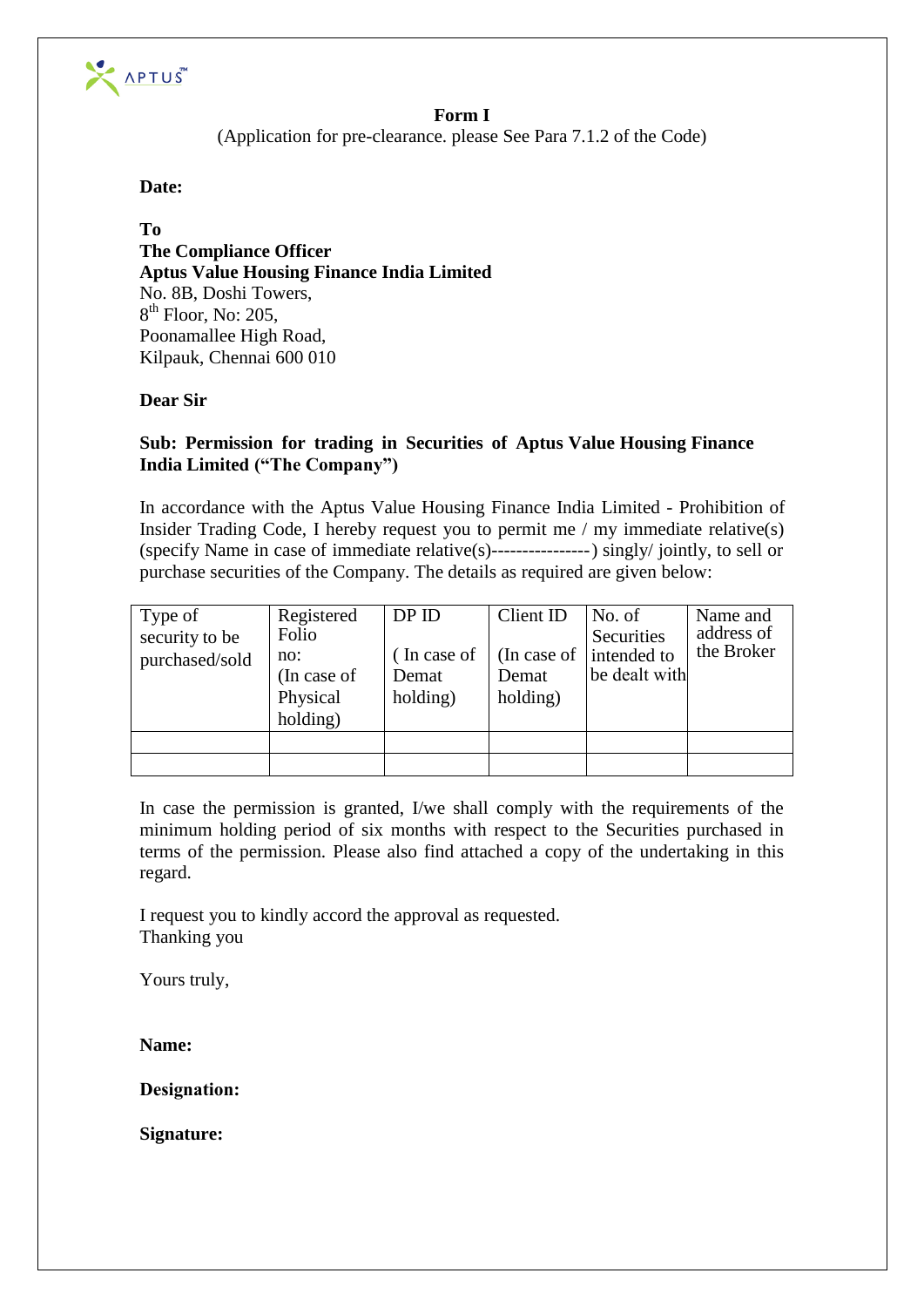**Form I**

(Application for pre-clearance. please See Para 7.1.2 of the Code)

**Date:**

**To**
**The Compliance Officer**
**Aptus Value Housing Finance India Limited**
No. 8B, Doshi Towers,
8th Floor, No: 205,
Poonamallee High Road,
Kilpauk, Chennai 600 010

**Dear Sir**

**Sub: Permission for trading in Securities of Aptus Value Housing Finance India Limited ("The Company")**

In accordance with the Aptus Value Housing Finance India Limited - Prohibition of Insider Trading Code, I hereby request you to permit me / my immediate relative(s) (specify Name in case of immediate relative(s)----------------) singly/ jointly, to sell or purchase securities of the Company. The details as required are given below:

| Type of security to be purchased/sold | Registered Folio no: (In case of Physical holding) | DP ID ( In case of Demat holding) | Client ID (In case of Demat holding) | No. of Securities intended to be dealt with | Name and address of the Broker |
|---|---|---|---|---|---|
| | | | | | |
| | | | | | |

In case the permission is granted, I/we shall comply with the requirements of the minimum holding period of six months with respect to the Securities purchased in terms of the permission. Please also find attached a copy of the undertaking in this regard.

I request you to kindly accord the approval as requested.
Thanking you

Yours truly,

**Name:**

**Designation:**

**Signature:**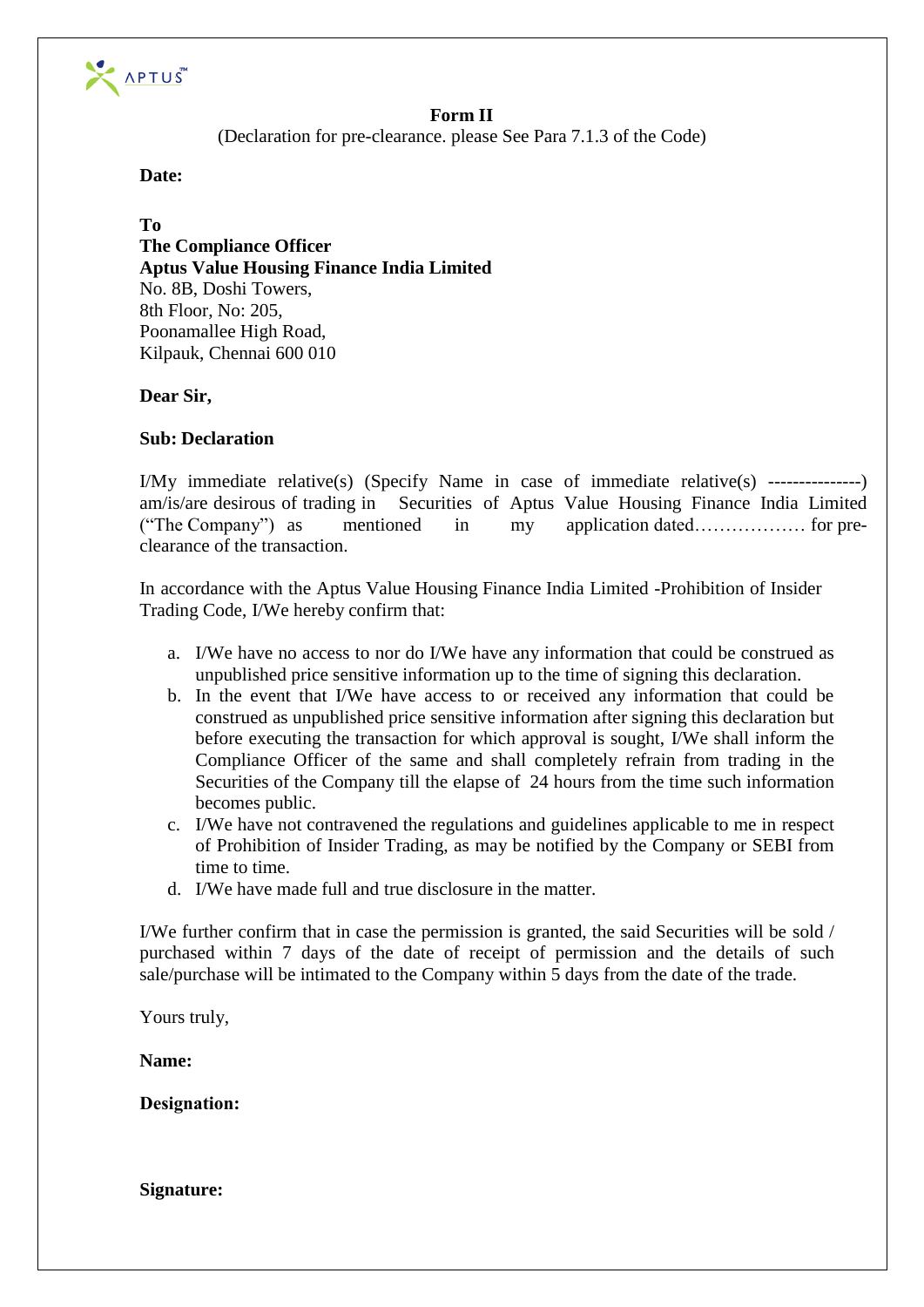**Form II**

(Declaration for pre-clearance. please See Para 7.1.3 of the Code)

**Date:**

**To**
**The Compliance Officer**
**Aptus Value Housing Finance India Limited**
No. 8B, Doshi Towers,
8th Floor, No: 205,
Poonamallee High Road,
Kilpauk, Chennai 600 010

**Dear Sir,**

**Sub: Declaration**

I/My immediate relative(s) (Specify Name in case of immediate relative(s) --------------) am/is/are desirous of trading in Securities of Aptus Value Housing Finance India Limited ("The Company") as mentioned in my application dated……………… for pre-clearance of the transaction.

In accordance with the Aptus Value Housing Finance India Limited -Prohibition of Insider Trading Code, I/We hereby confirm that:

a. I/We have no access to nor do I/We have any information that could be construed as unpublished price sensitive information up to the time of signing this declaration.
b. In the event that I/We have access to or received any information that could be construed as unpublished price sensitive information after signing this declaration but before executing the transaction for which approval is sought, I/We shall inform the Compliance Officer of the same and shall completely refrain from trading in the Securities of the Company till the elapse of 24 hours from the time such information becomes public.
c. I/We have not contravened the regulations and guidelines applicable to me in respect of Prohibition of Insider Trading, as may be notified by the Company or SEBI from time to time.
d. I/We have made full and true disclosure in the matter.

I/We further confirm that in case the permission is granted, the said Securities will be sold / purchased within 7 days of the date of receipt of permission and the details of such sale/purchase will be intimated to the Company within 5 days from the date of the trade.

Yours truly,

**Name:**

**Designation:**

**Signature:**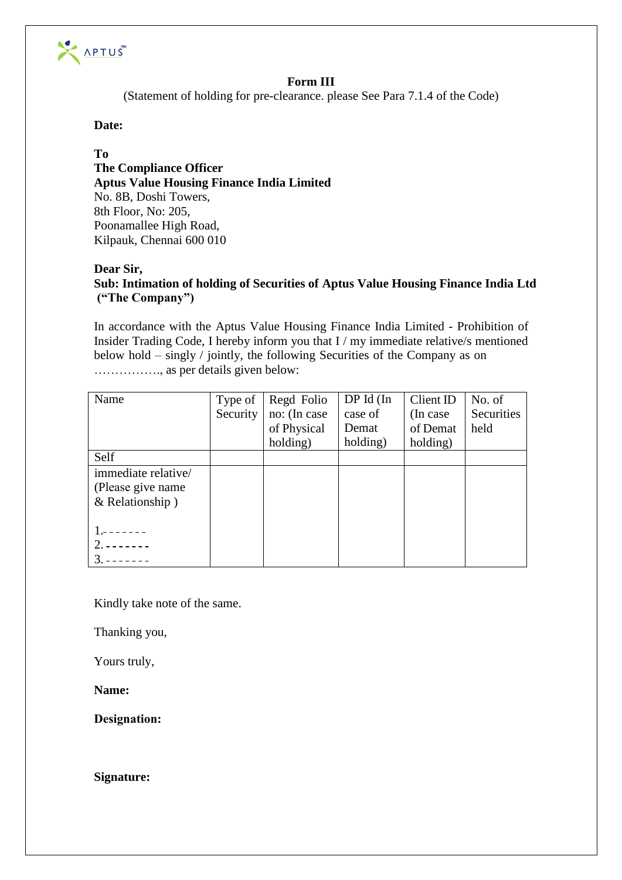# Form III

(Statement of holding for pre-clearance. please See Para 7.1.4 of the Code)

**Date:**

**To**
**The Compliance Officer**
**Aptus Value Housing Finance India Limited**
No. 8B, Doshi Towers,
8th Floor, No: 205,
Poonamallee High Road,
Kilpauk, Chennai 600 010

**Dear Sir,**
**Sub: Intimation of holding of Securities of Aptus Value Housing Finance India Ltd ("The Company")**

In accordance with the Aptus Value Housing Finance India Limited - Prohibition of Insider Trading Code, I hereby inform you that I / my immediate relative/s mentioned below hold – singly / jointly, the following Securities of the Company as on ……………., as per details given below:

| Name | Type of Security | Regd Folio no: (In case of Physical holding) | DP Id (In case of Demat holding) | Client ID (In case of Demat holding) | No. of Securities held |
|---|---|---|---|---|---|
| Self | | | | | |
| immediate relative/ (Please give name & Relationship )<br><br>1.-------<br>2.-------<br>3.------- | | | | | |

Kindly take note of the same.

Thanking you,

Yours truly,

**Name:**

**Designation:**

**Signature:**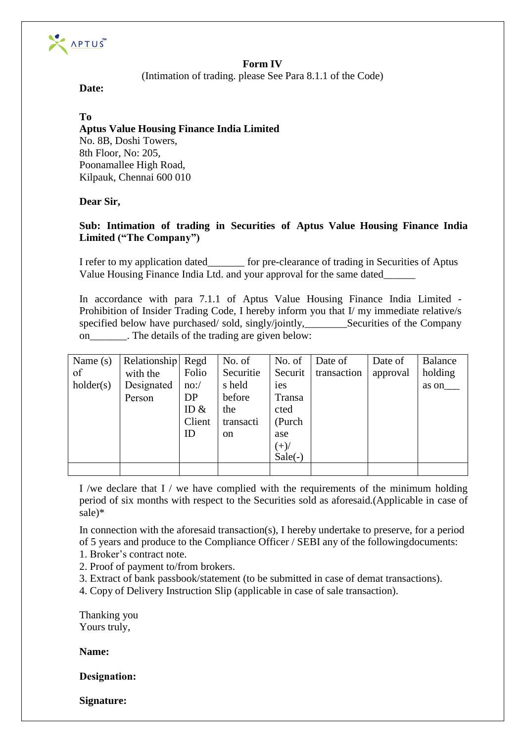**Form IV**

(Intimation of trading. please See Para 8.1.1 of the Code)

**Date:**

**To**
**Aptus Value Housing Finance India Limited**
No. 8B, Doshi Towers,
8th Floor, No: 205,
Poonamallee High Road,
Kilpauk, Chennai 600 010

**Dear Sir,**

**Sub: Intimation of trading in Securities of Aptus Value Housing Finance India Limited ("The Company")**

I refer to my application dated_______ for pre-clearance of trading in Securities of Aptus Value Housing Finance India Ltd. and your approval for the same dated______

In accordance with para 7.1.1 of Aptus Value Housing Finance India Limited - Prohibition of Insider Trading Code, I hereby inform you that I/ my immediate relative/s specified below have purchased/ sold, singly/jointly,________Securities of the Company on_______. The details of the trading are given below:

| Name (s) of holder(s) | Relationship with the Designated Person | Regd Folio no:/ DP ID & Client ID | No. of Securities held before the transaction | No. of Securities Transacted (Purchase (+)/ Sale(-) | Date of transaction | Date of approval | Balance holding as on___ |
|---|---|---|---|---|---|---|---|
| | | | | | | | |

I /we declare that I / we have complied with the requirements of the minimum holding period of six months with respect to the Securities sold as aforesaid.(Applicable in case of sale)*

In connection with the aforesaid transaction(s), I hereby undertake to preserve, for a period of 5 years and produce to the Compliance Officer / SEBI any of the followingdocuments:

1. Broker's contract note.
2. Proof of payment to/from brokers.
3. Extract of bank passbook/statement (to be submitted in case of demat transactions).
4. Copy of Delivery Instruction Slip (applicable in case of sale transaction).

Thanking you
Yours truly,

**Name:**

**Designation:**

**Signature:**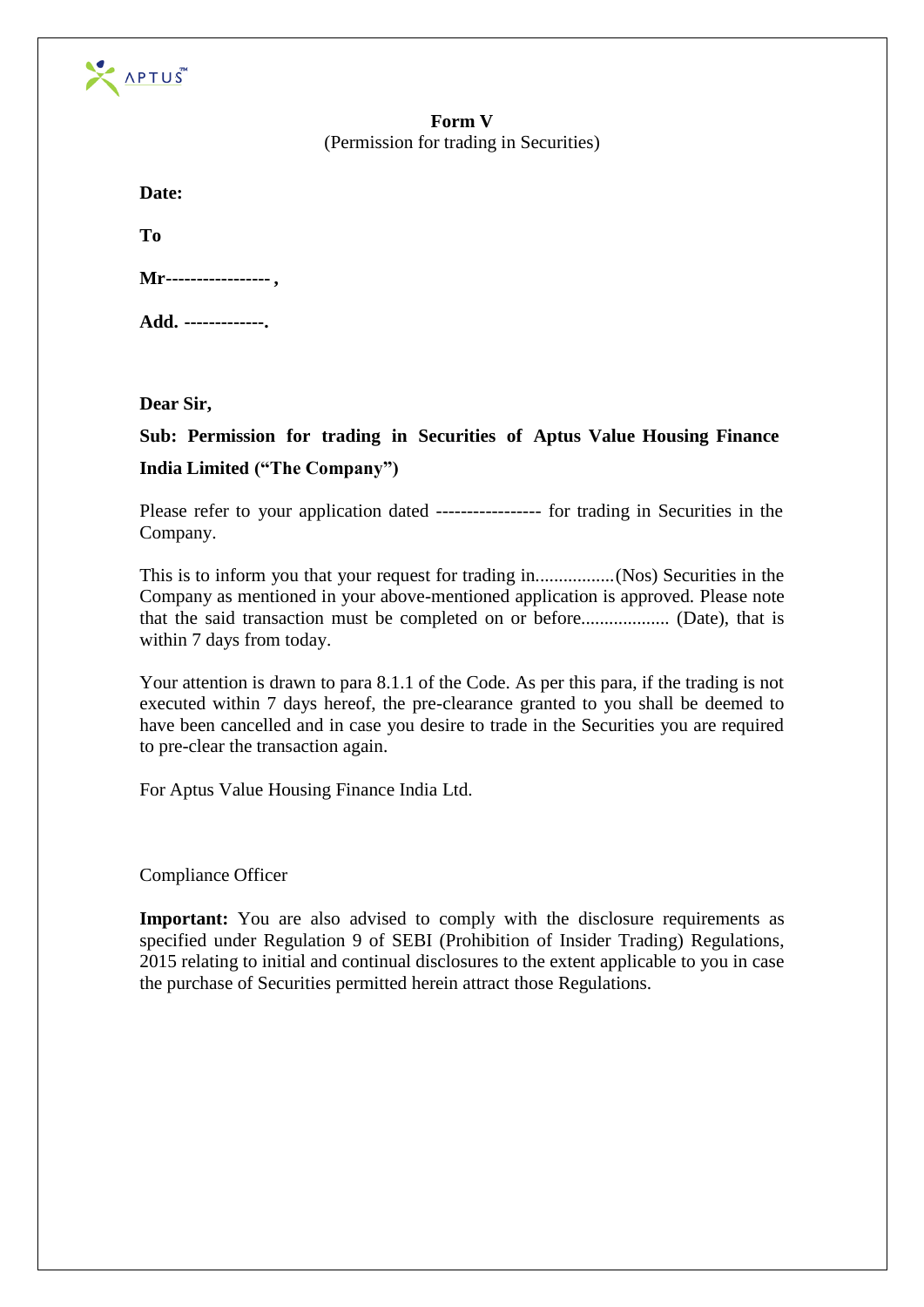**Form V**
(Permission for trading in Securities)

**Date:**

**To**

**Mr---------------- ,**

**Add. -------------.**

**Dear Sir,**

**Sub: Permission for trading in Securities of Aptus Value Housing Finance India Limited ("The Company")**

Please refer to your application dated ---------------- for trading in Securities in the Company.

This is to inform you that your request for trading in.................(Nos) Securities in the Company as mentioned in your above-mentioned application is approved. Please note that the said transaction must be completed on or before.................. (Date), that is within 7 days from today.

Your attention is drawn to para 8.1.1 of the Code. As per this para, if the trading is not executed within 7 days hereof, the pre-clearance granted to you shall be deemed to have been cancelled and in case you desire to trade in the Securities you are required to pre-clear the transaction again.

For Aptus Value Housing Finance India Ltd.

Compliance Officer

**Important:** You are also advised to comply with the disclosure requirements as specified under Regulation 9 of SEBI (Prohibition of Insider Trading) Regulations, 2015 relating to initial and continual disclosures to the extent applicable to you in case the purchase of Securities permitted herein attract those Regulations.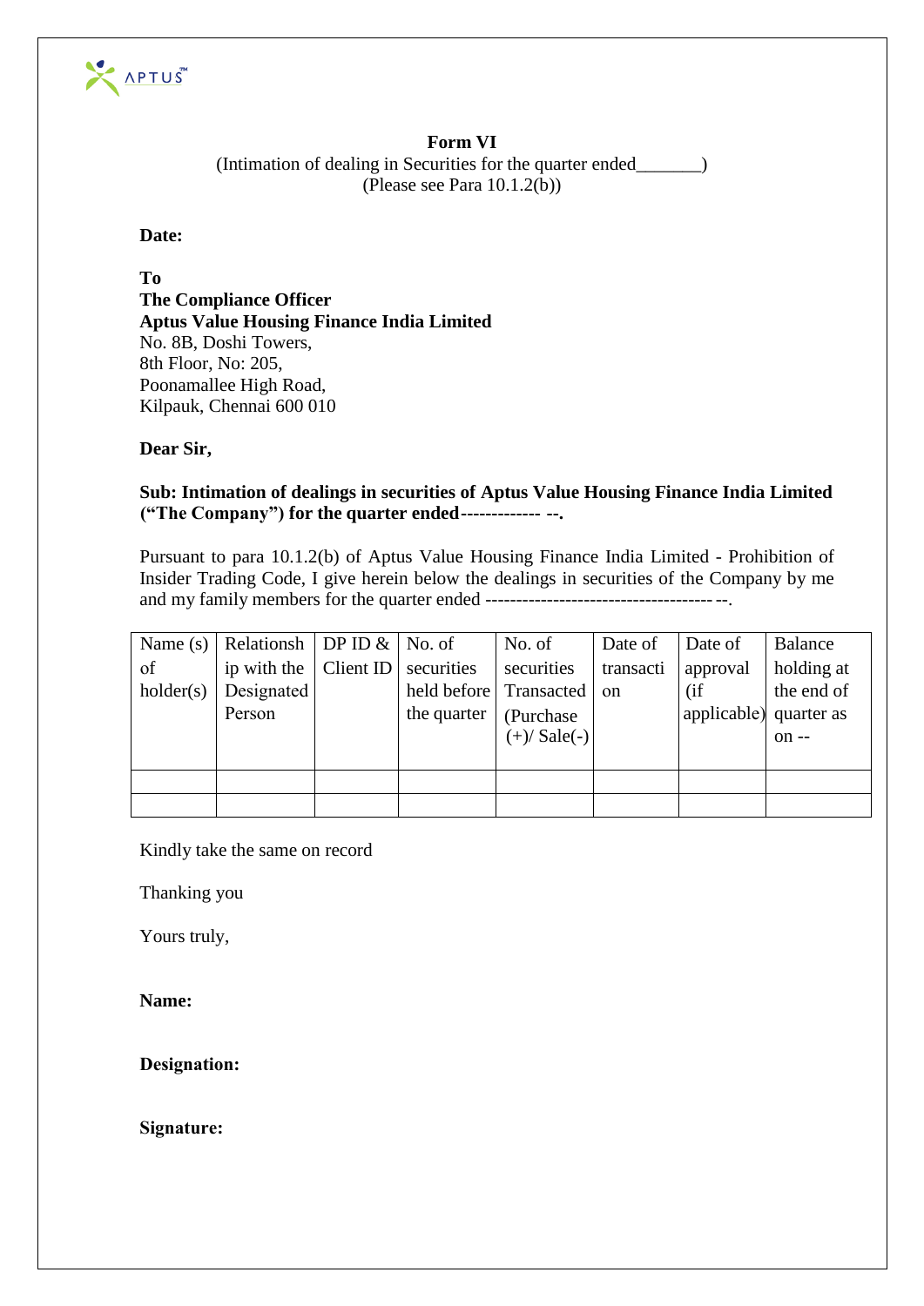**Form VI**

(Intimation of dealing in Securities for the quarter ended_______)

(Please see Para 10.1.2(b))

**Date:**

**To**
**The Compliance Officer**
**Aptus Value Housing Finance India Limited**
No. 8B, Doshi Towers,
8th Floor, No: 205,
Poonamallee High Road,
Kilpauk, Chennai 600 010

**Dear Sir,**

**Sub: Intimation of dealings in securities of Aptus Value Housing Finance India Limited ("The Company") for the quarter ended------------- --.**

Pursuant to para 10.1.2(b) of Aptus Value Housing Finance India Limited - Prohibition of Insider Trading Code, I give herein below the dealings in securities of the Company by me and my family members for the quarter ended -------------------------------------- --.

| Name (s) of holder(s) | Relationship with the Designated Person | DP ID & Client ID | No. of securities held before the quarter | No. of securities Transacted (Purchase (+)/ Sale(-) | Date of transaction | Date of approval (if applicable) | Balance holding at the end of quarter as on -- |
|---|---|---|---|---|---|---|---|
| | | | | | | | |
| | | | | | | | |

Kindly take the same on record

Thanking you

Yours truly,

**Name:**

**Designation:**

**Signature:**